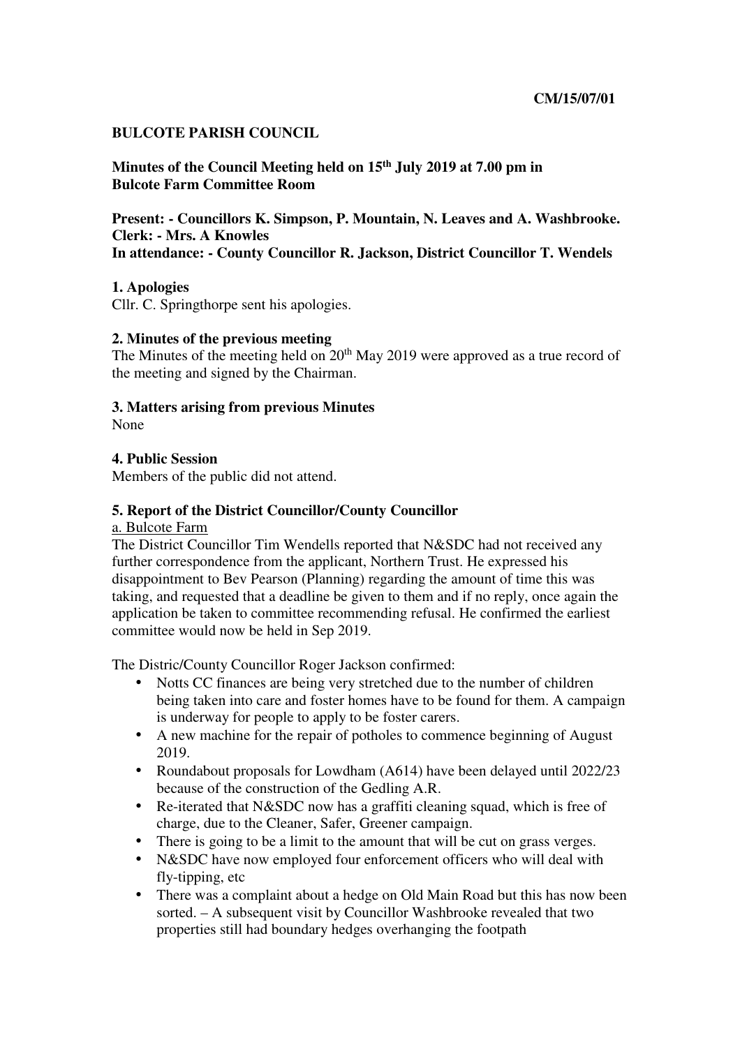**CM/15/07/01**

**BULCOTE PARISH COUNCIL**

**Minutes of the Council Meeting held on 15th July 2019 at 7.00 pm in Bulcote Farm Committee Room**

**Present: - Councillors K. Simpson, P. Mountain, N. Leaves and A. Washbrooke.**
**Clerk: - Mrs. A Knowles**
**In attendance: - County Councillor R. Jackson, District Councillor T. Wendels**

**1. Apologies**

Cllr. C. Springthorpe sent his apologies.

**2. Minutes of the previous meeting**

The Minutes of the meeting held on 20th May 2019 were approved as a true record of the meeting and signed by the Chairman.

**3. Matters arising from previous Minutes**

None

**4. Public Session**

Members of the public did not attend.

**5. Report of the District Councillor/County Councillor**

a. Bulcote Farm

The District Councillor Tim Wendells reported that N&SDC had not received any further correspondence from the applicant, Northern Trust. He expressed his disappointment to Bev Pearson (Planning) regarding the amount of time this was taking, and requested that a deadline be given to them and if no reply, once again the application be taken to committee recommending refusal. He confirmed the earliest committee would now be held in Sep 2019.

The Distric/County Councillor Roger Jackson confirmed:

- Notts CC finances are being very stretched due to the number of children being taken into care and foster homes have to be found for them. A campaign is underway for people to apply to be foster carers.
- A new machine for the repair of potholes to commence beginning of August 2019.
- Roundabout proposals for Lowdham (A614) have been delayed until 2022/23 because of the construction of the Gedling A.R.
- Re-iterated that N&SDC now has a graffiti cleaning squad, which is free of charge, due to the Cleaner, Safer, Greener campaign.
- There is going to be a limit to the amount that will be cut on grass verges.
- N&SDC have now employed four enforcement officers who will deal with fly-tipping, etc
- There was a complaint about a hedge on Old Main Road but this has now been sorted. – A subsequent visit by Councillor Washbrooke revealed that two properties still had boundary hedges overhanging the footpath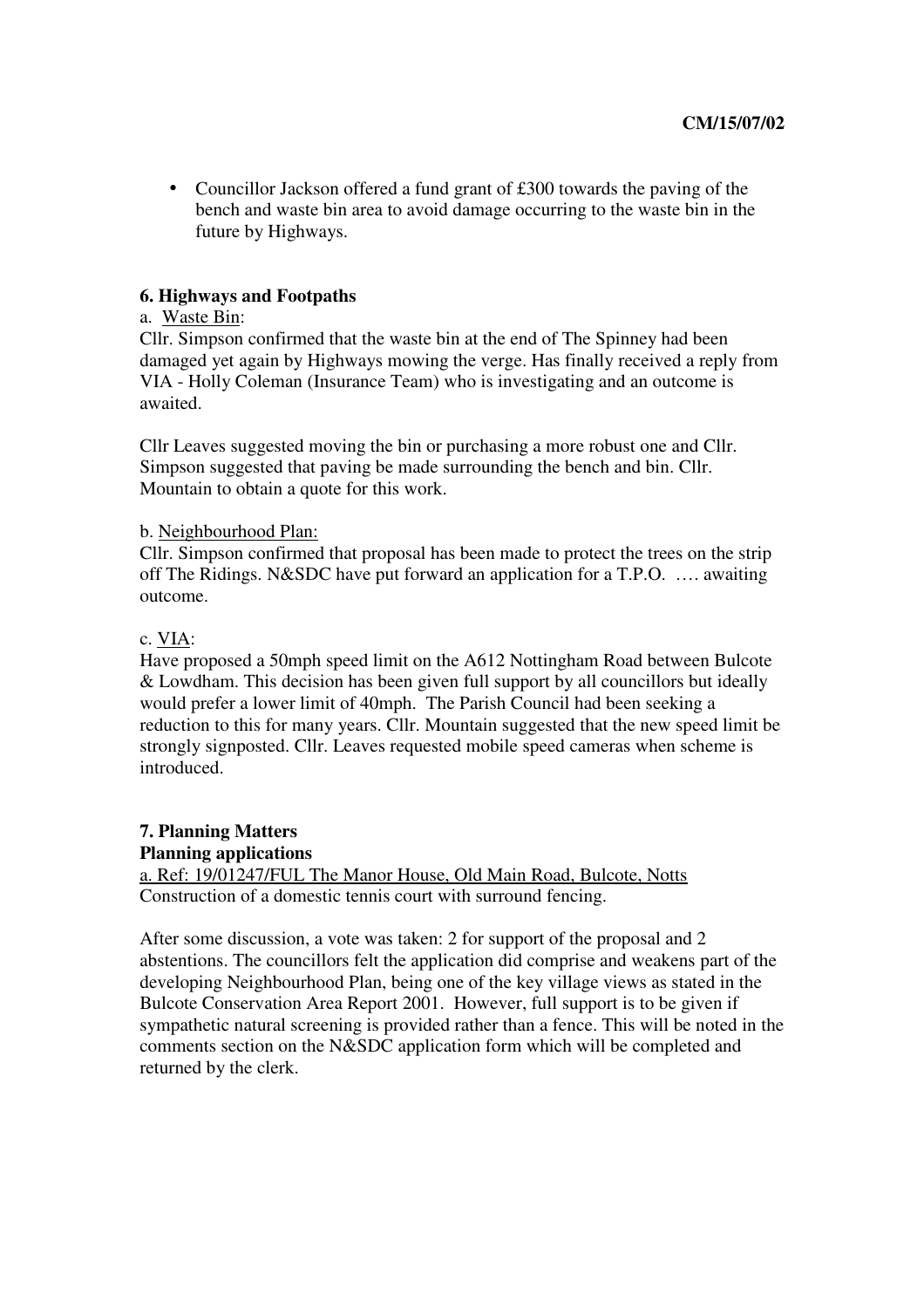- Councillor Jackson offered a fund grant of £300 towards the paving of the bench and waste bin area to avoid damage occurring to the waste bin in the future by Highways.

**6. Highways and Footpaths**

a. Waste Bin:

Cllr. Simpson confirmed that the waste bin at the end of The Spinney had been damaged yet again by Highways mowing the verge. Has finally received a reply from VIA - Holly Coleman (Insurance Team) who is investigating and an outcome is awaited.

Cllr Leaves suggested moving the bin or purchasing a more robust one and Cllr. Simpson suggested that paving be made surrounding the bench and bin. Cllr. Mountain to obtain a quote for this work.

b. Neighbourhood Plan:

Cllr. Simpson confirmed that proposal has been made to protect the trees on the strip off The Ridings. N&SDC have put forward an application for a T.P.O. …. awaiting outcome.

c. VIA:

Have proposed a 50mph speed limit on the A612 Nottingham Road between Bulcote & Lowdham. This decision has been given full support by all councillors but ideally would prefer a lower limit of 40mph. The Parish Council had been seeking a reduction to this for many years. Cllr. Mountain suggested that the new speed limit be strongly signposted. Cllr. Leaves requested mobile speed cameras when scheme is introduced.

**7. Planning Matters**

**Planning applications**

a. Ref: 19/01247/FUL The Manor House, Old Main Road, Bulcote, Notts

Construction of a domestic tennis court with surround fencing.

After some discussion, a vote was taken: 2 for support of the proposal and 2 abstentions. The councillors felt the application did comprise and weakens part of the developing Neighbourhood Plan, being one of the key village views as stated in the Bulcote Conservation Area Report 2001. However, full support is to be given if sympathetic natural screening is provided rather than a fence. This will be noted in the comments section on the N&SDC application form which will be completed and returned by the clerk.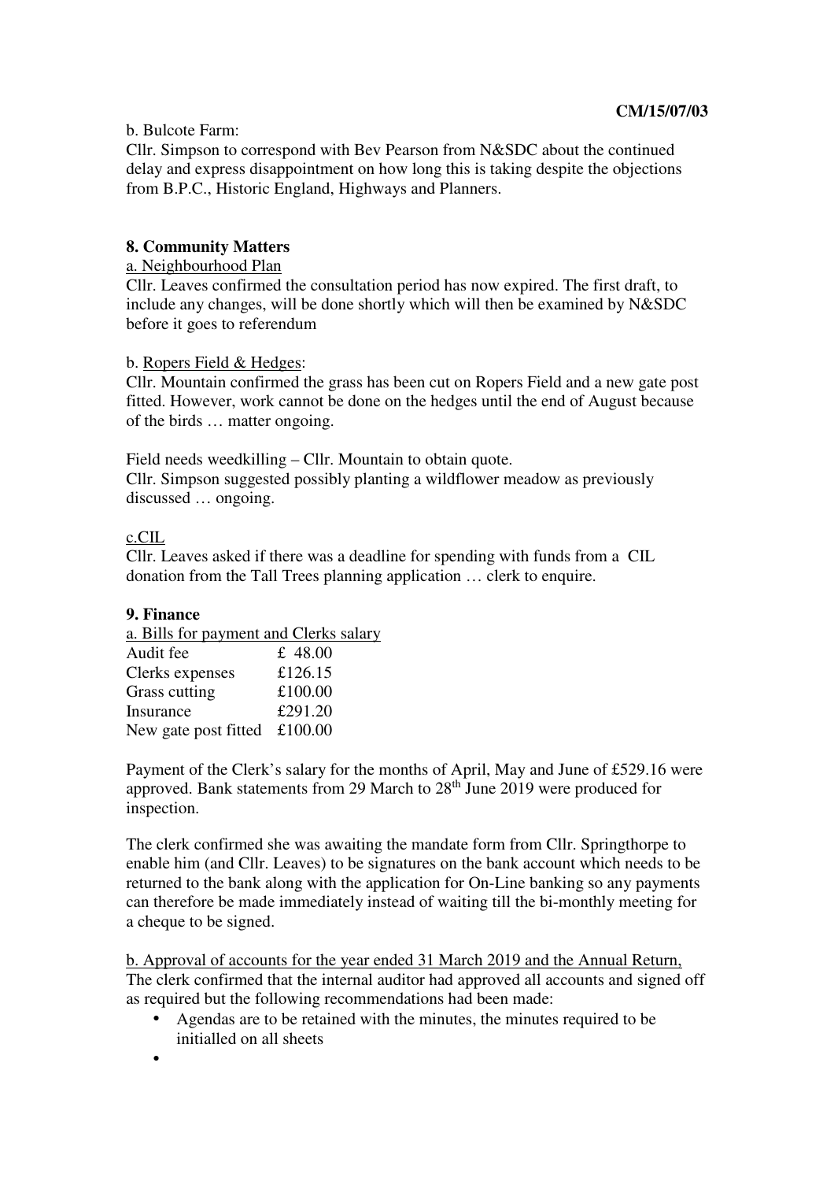**CM/15/07/03**

b. Bulcote Farm:
Cllr. Simpson to correspond with Bev Pearson from N&SDC about the continued delay and express disappointment on how long this is taking despite the objections from B.P.C., Historic England, Highways and Planners.

**8. Community Matters**

a. Neighbourhood Plan
Cllr. Leaves confirmed the consultation period has now expired. The first draft, to include any changes, will be done shortly which will then be examined by N&SDC before it goes to referendum

b. Ropers Field & Hedges:
Cllr. Mountain confirmed the grass has been cut on Ropers Field and a new gate post fitted. However, work cannot be done on the hedges until the end of August because of the birds … matter ongoing.

Field needs weedkilling – Cllr. Mountain to obtain quote.
Cllr. Simpson suggested possibly planting a wildflower meadow as previously discussed … ongoing.

c.CIL
Cllr. Leaves asked if there was a deadline for spending with funds from a CIL donation from the Tall Trees planning application … clerk to enquire.

**9. Finance**

a. Bills for payment and Clerks salary

| | |
|---|---|
| Audit fee | £ 48.00 |
| Clerks expenses | £126.15 |
| Grass cutting | £100.00 |
| Insurance | £291.20 |
| New gate post fitted | £100.00 |

Payment of the Clerk's salary for the months of April, May and June of £529.16 were approved. Bank statements from 29 March to 28th June 2019 were produced for inspection.

The clerk confirmed she was awaiting the mandate form from Cllr. Springthorpe to enable him (and Cllr. Leaves) to be signatures on the bank account which needs to be returned to the bank along with the application for On-Line banking so any payments can therefore be made immediately instead of waiting till the bi-monthly meeting for a cheque to be signed.

b. Approval of accounts for the year ended 31 March 2019 and the Annual Return,
The clerk confirmed that the internal auditor had approved all accounts and signed off as required but the following recommendations had been made:

- Agendas are to be retained with the minutes, the minutes required to be initialled on all sheets
-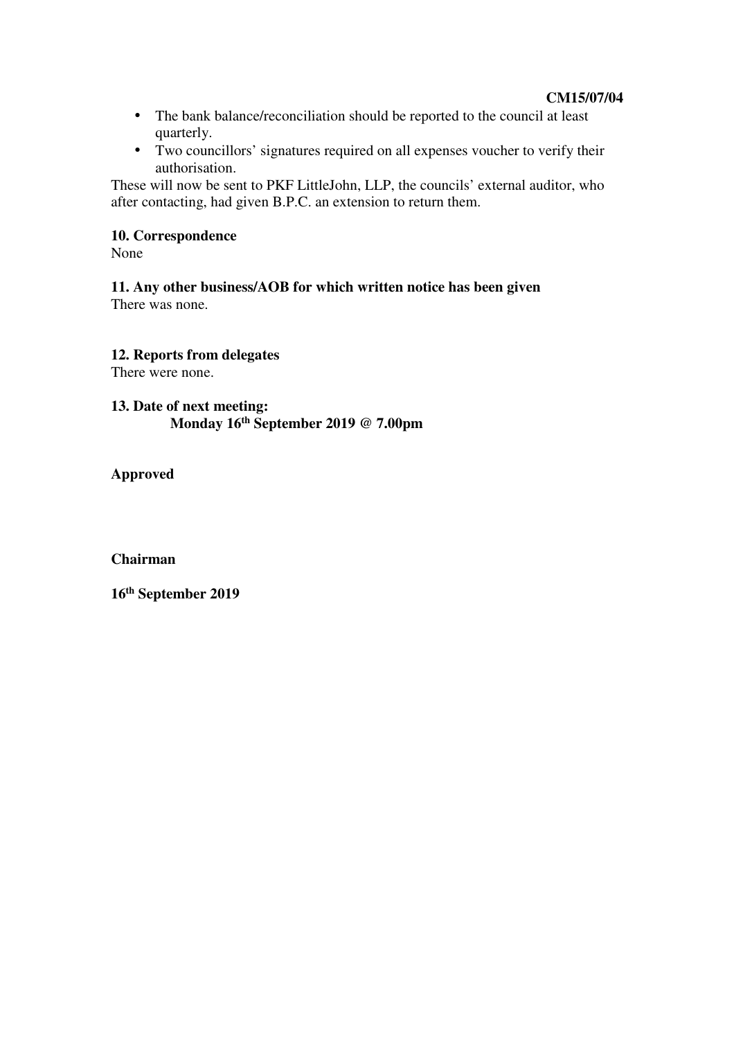**CM15/07/04**

- The bank balance/reconciliation should be reported to the council at least quarterly.
- Two councillors' signatures required on all expenses voucher to verify their authorisation.

These will now be sent to PKF LittleJohn, LLP, the councils' external auditor, who after contacting, had given B.P.C. an extension to return them.

**10. Correspondence**

None

**11. Any other business/AOB for which written notice has been given**

There was none.

**12. Reports from delegates**

There were none.

**13. Date of next meeting:**

**Monday 16th September 2019 @ 7.00pm**

**Approved**

**Chairman**

**16th September 2019**